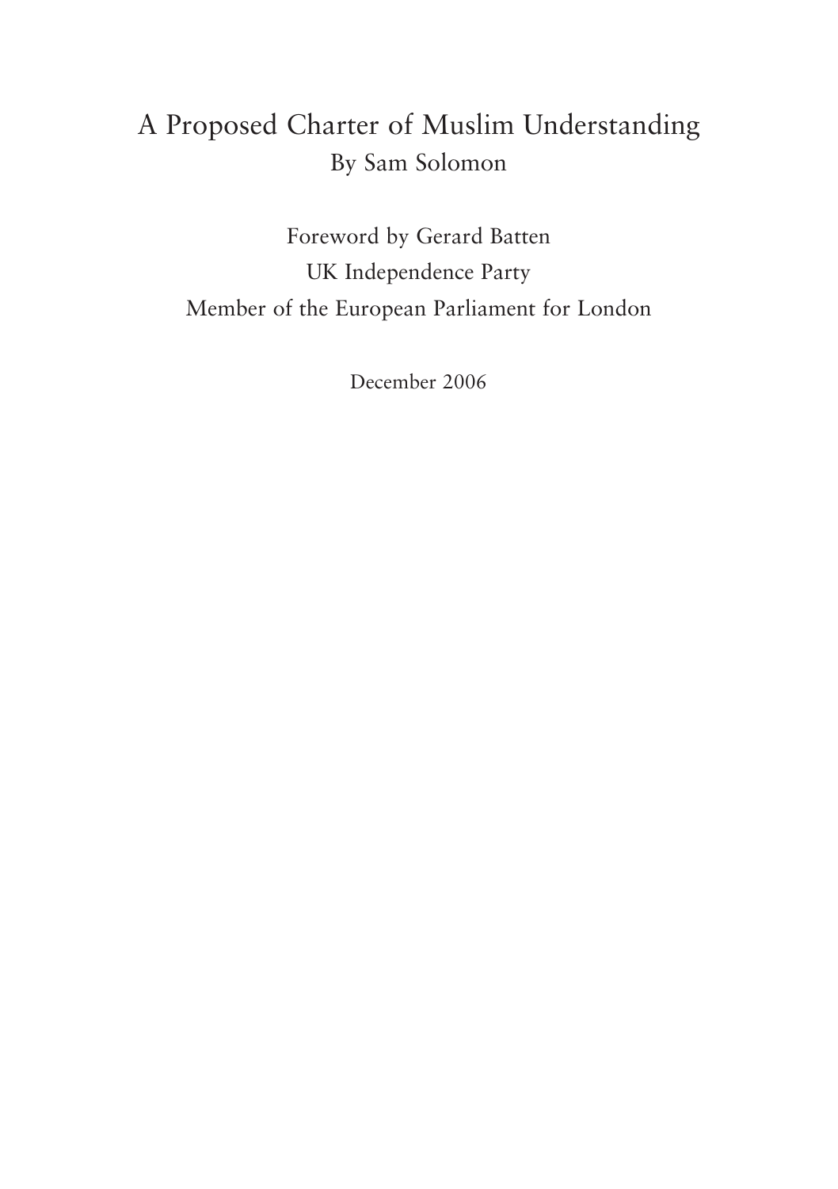# A Proposed Charter of Muslim Understanding

By Sam Solomon

Foreword by Gerard Batten

UK Independence Party

Member of the European Parliament for London

December 2006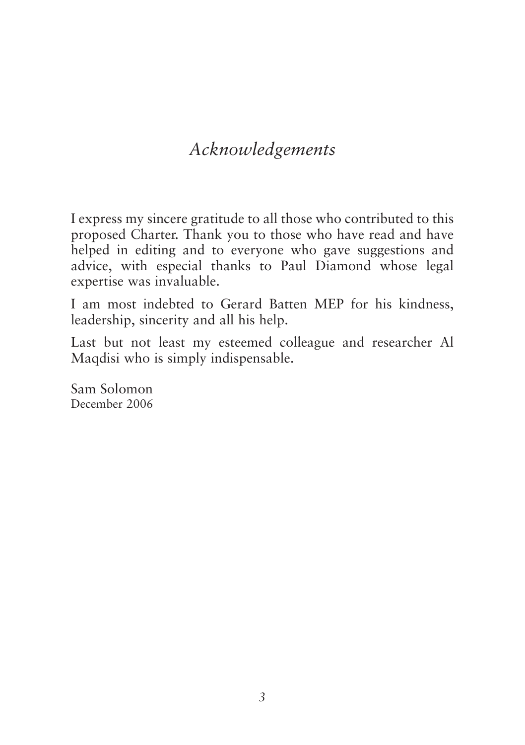# *Acknowledgements*

I express my sincere gratitude to all those who contributed to this proposed Charter. Thank you to those who have read and have helped in editing and to everyone who gave suggestions and advice, with especial thanks to Paul Diamond whose legal expertise was invaluable.

I am most indebted to Gerard Batten MEP for his kindness, leadership, sincerity and all his help.

Last but not least my esteemed colleague and researcher Al Maqdisi who is simply indispensable.

Sam Solomon
December 2006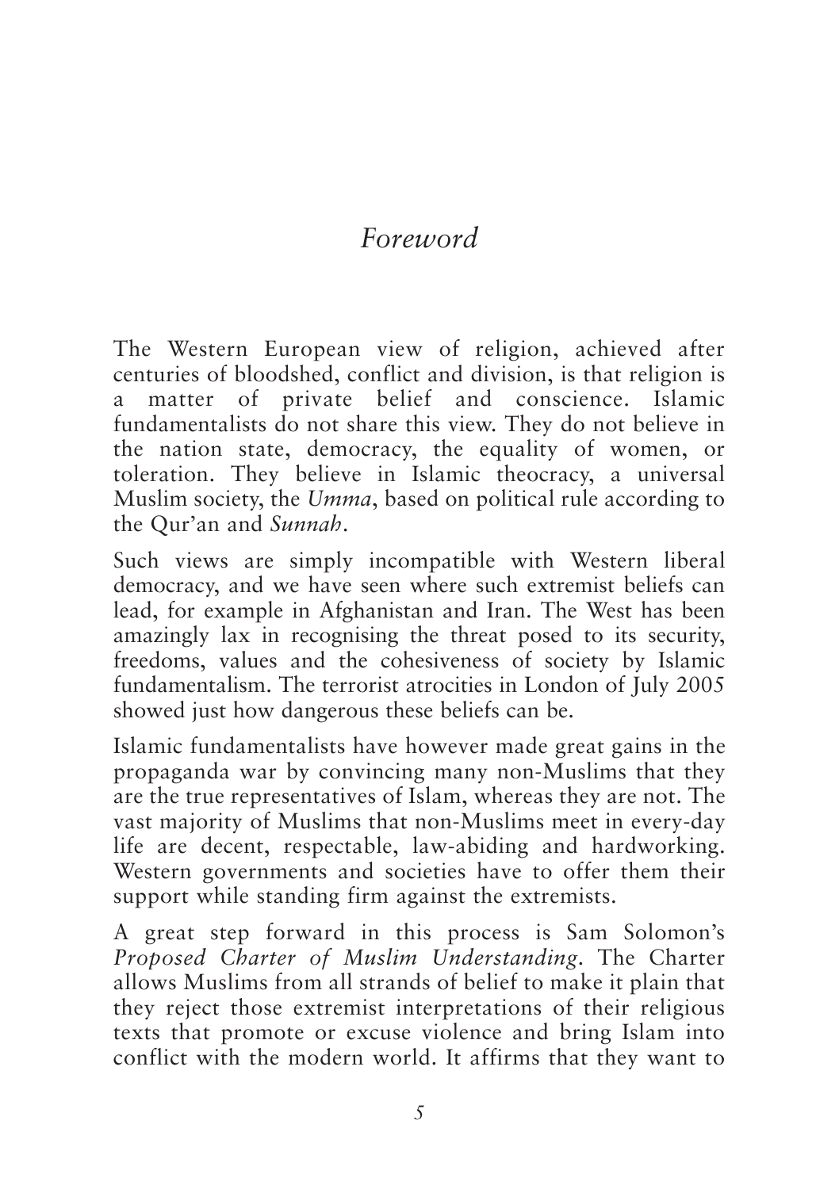# *Foreword*

The Western European view of religion, achieved after centuries of bloodshed, conflict and division, is that religion is a matter of private belief and conscience. Islamic fundamentalists do not share this view. They do not believe in the nation state, democracy, the equality of women, or toleration. They believe in Islamic theocracy, a universal Muslim society, the *Umma*, based on political rule according to the Qur'an and *Sunnah*.

Such views are simply incompatible with Western liberal democracy, and we have seen where such extremist beliefs can lead, for example in Afghanistan and Iran. The West has been amazingly lax in recognising the threat posed to its security, freedoms, values and the cohesiveness of society by Islamic fundamentalism. The terrorist atrocities in London of July 2005 showed just how dangerous these beliefs can be.

Islamic fundamentalists have however made great gains in the propaganda war by convincing many non-Muslims that they are the true representatives of Islam, whereas they are not. The vast majority of Muslims that non-Muslims meet in every-day life are decent, respectable, law-abiding and hardworking. Western governments and societies have to offer them their support while standing firm against the extremists.

A great step forward in this process is Sam Solomon's *Proposed Charter of Muslim Understanding*. The Charter allows Muslims from all strands of belief to make it plain that they reject those extremist interpretations of their religious texts that promote or excuse violence and bring Islam into conflict with the modern world. It affirms that they want to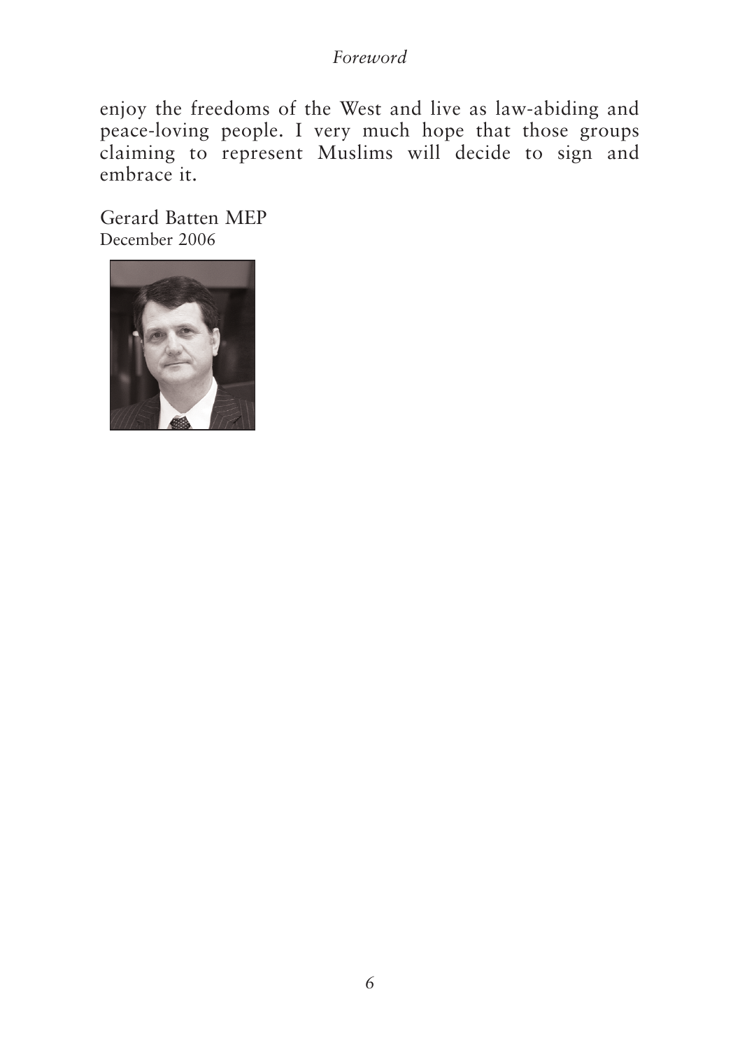enjoy the freedoms of the West and live as law-abiding and peace-loving people. I very much hope that those groups claiming to represent Muslims will decide to sign and embrace it.

Gerard Batten MEP  
December 2006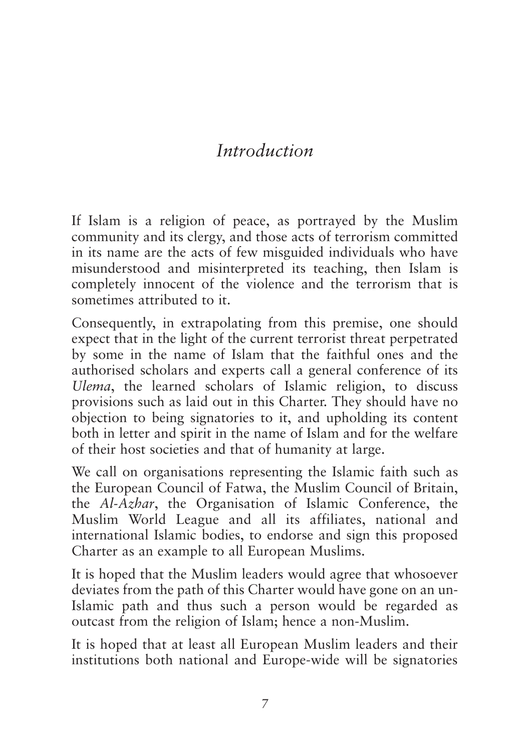# *Introduction*

If Islam is a religion of peace, as portrayed by the Muslim community and its clergy, and those acts of terrorism committed in its name are the acts of few misguided individuals who have misunderstood and misinterpreted its teaching, then Islam is completely innocent of the violence and the terrorism that is sometimes attributed to it.

Consequently, in extrapolating from this premise, one should expect that in the light of the current terrorist threat perpetrated by some in the name of Islam that the faithful ones and the authorised scholars and experts call a general conference of its *Ulema*, the learned scholars of Islamic religion, to discuss provisions such as laid out in this Charter. They should have no objection to being signatories to it, and upholding its content both in letter and spirit in the name of Islam and for the welfare of their host societies and that of humanity at large.

We call on organisations representing the Islamic faith such as the European Council of Fatwa, the Muslim Council of Britain, the *Al-Azhar*, the Organisation of Islamic Conference, the Muslim World League and all its affiliates, national and international Islamic bodies, to endorse and sign this proposed Charter as an example to all European Muslims.

It is hoped that the Muslim leaders would agree that whosoever deviates from the path of this Charter would have gone on an un-Islamic path and thus such a person would be regarded as outcast from the religion of Islam; hence a non-Muslim.

It is hoped that at least all European Muslim leaders and their institutions both national and Europe-wide will be signatories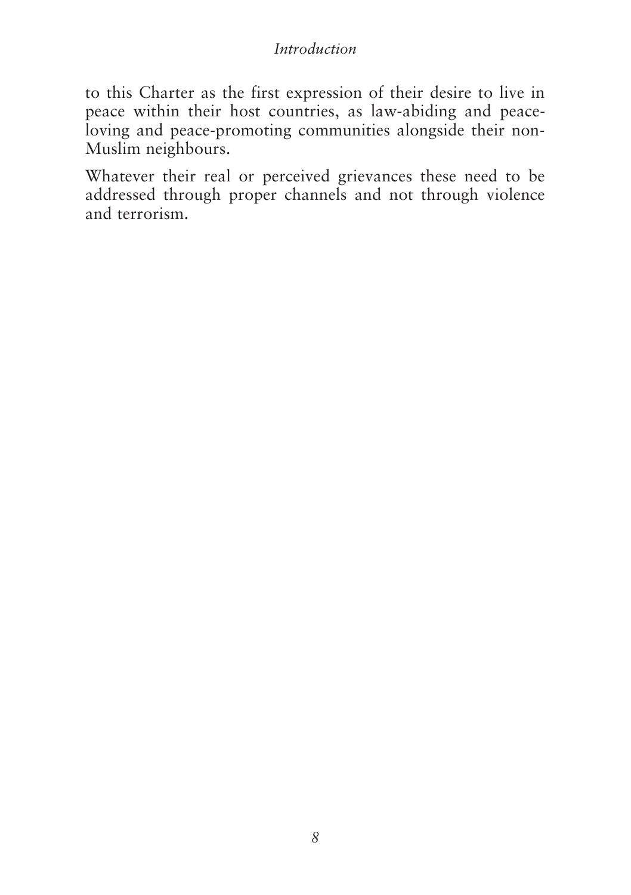to this Charter as the first expression of their desire to live in peace within their host countries, as law-abiding and peace-loving and peace-promoting communities alongside their non-Muslim neighbours.

Whatever their real or perceived grievances these need to be addressed through proper channels and not through violence and terrorism.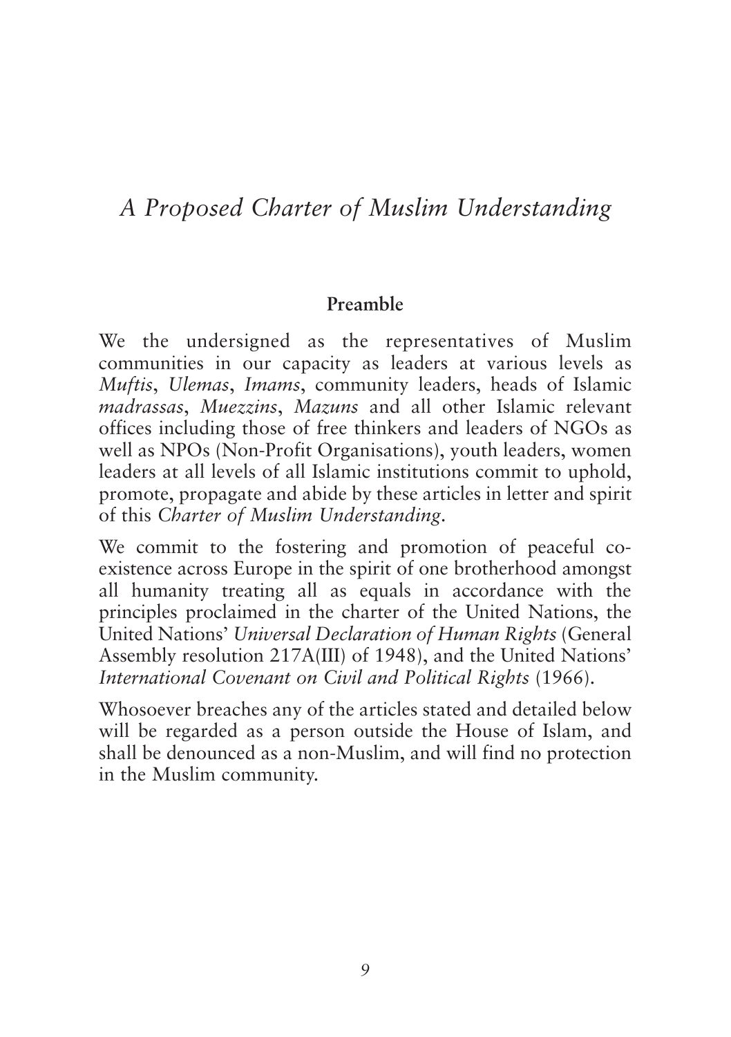# *A Proposed Charter of Muslim Understanding*

## Preamble

We the undersigned as the representatives of Muslim communities in our capacity as leaders at various levels as *Muftis*, *Ulemas*, *Imams*, community leaders, heads of Islamic *madrassas*, *Muezzins*, *Mazuns* and all other Islamic relevant offices including those of free thinkers and leaders of NGOs as well as NPOs (Non-Profit Organisations), youth leaders, women leaders at all levels of all Islamic institutions commit to uphold, promote, propagate and abide by these articles in letter and spirit of this *Charter of Muslim Understanding*.

We commit to the fostering and promotion of peaceful co-existence across Europe in the spirit of one brotherhood amongst all humanity treating all as equals in accordance with the principles proclaimed in the charter of the United Nations, the United Nations' *Universal Declaration of Human Rights* (General Assembly resolution 217A(III) of 1948), and the United Nations' *International Covenant on Civil and Political Rights* (1966).

Whosoever breaches any of the articles stated and detailed below will be regarded as a person outside the House of Islam, and shall be denounced as a non-Muslim, and will find no protection in the Muslim community.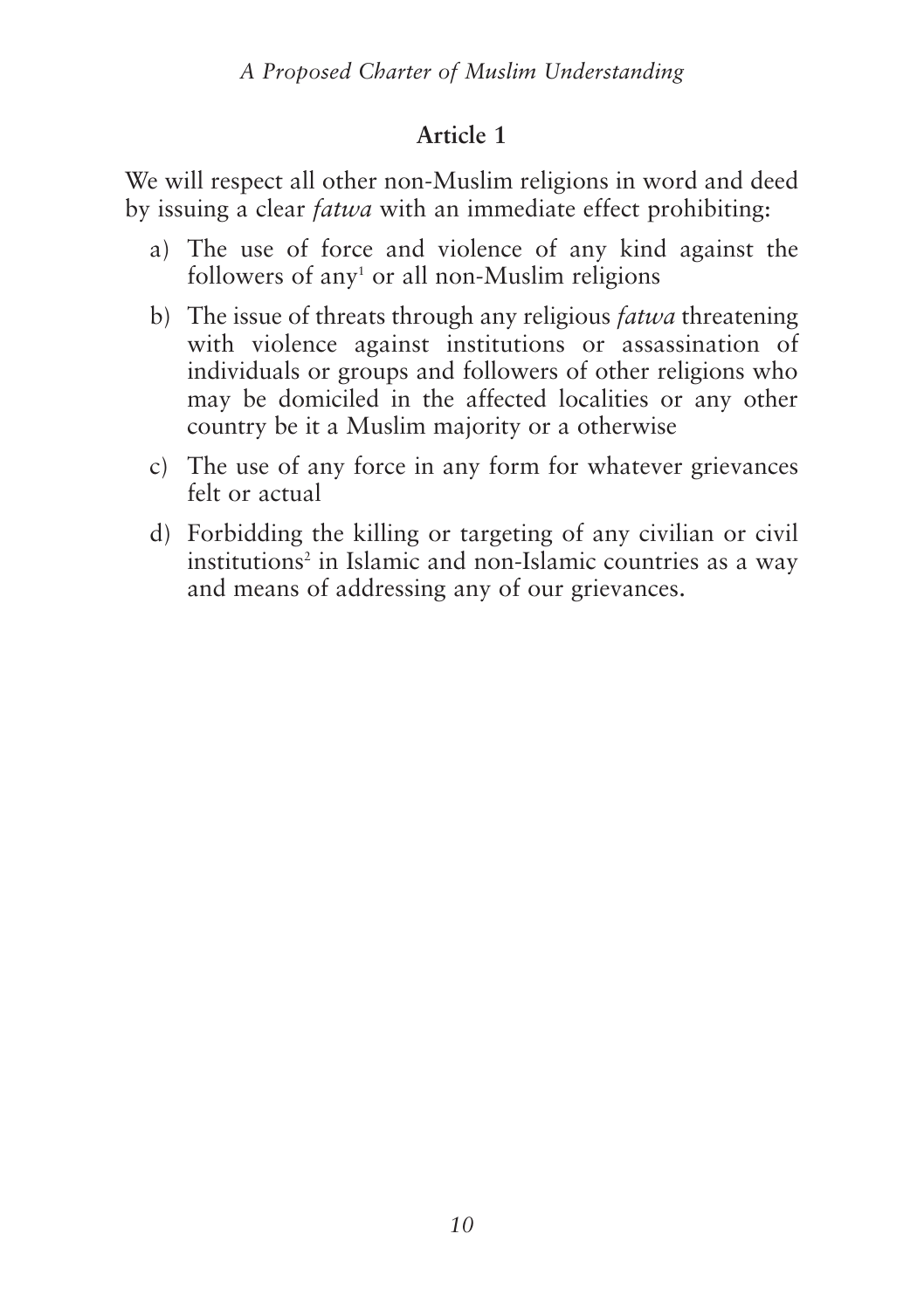## Article 1

We will respect all other non-Muslim religions in word and deed by issuing a clear *fatwa* with an immediate effect prohibiting:

a) The use of force and violence of any kind against the followers of any[1] or all non-Muslim religions

b) The issue of threats through any religious *fatwa* threatening with violence against institutions or assassination of individuals or groups and followers of other religions who may be domiciled in the affected localities or any other country be it a Muslim majority or a otherwise

c) The use of any force in any form for whatever grievances felt or actual

d) Forbidding the killing or targeting of any civilian or civil institutions[2] in Islamic and non-Islamic countries as a way and means of addressing any of our grievances.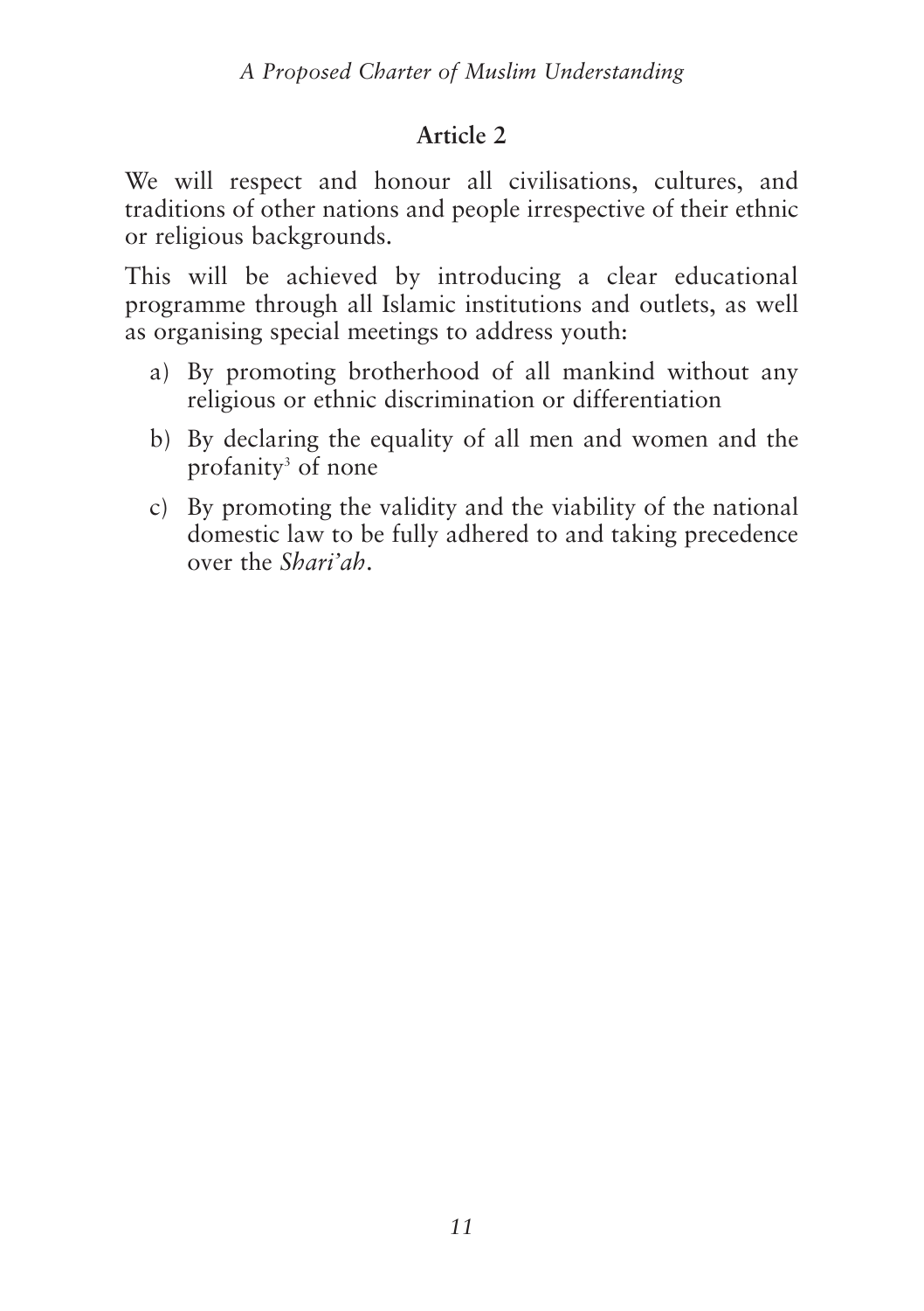## Article 2

We will respect and honour all civilisations, cultures, and traditions of other nations and people irrespective of their ethnic or religious backgrounds.

This will be achieved by introducing a clear educational programme through all Islamic institutions and outlets, as well as organising special meetings to address youth:

a) By promoting brotherhood of all mankind without any religious or ethnic discrimination or differentiation

b) By declaring the equality of all men and women and the profanity[3] of none

c) By promoting the validity and the viability of the national domestic law to be fully adhered to and taking precedence over the *Shari'ah*.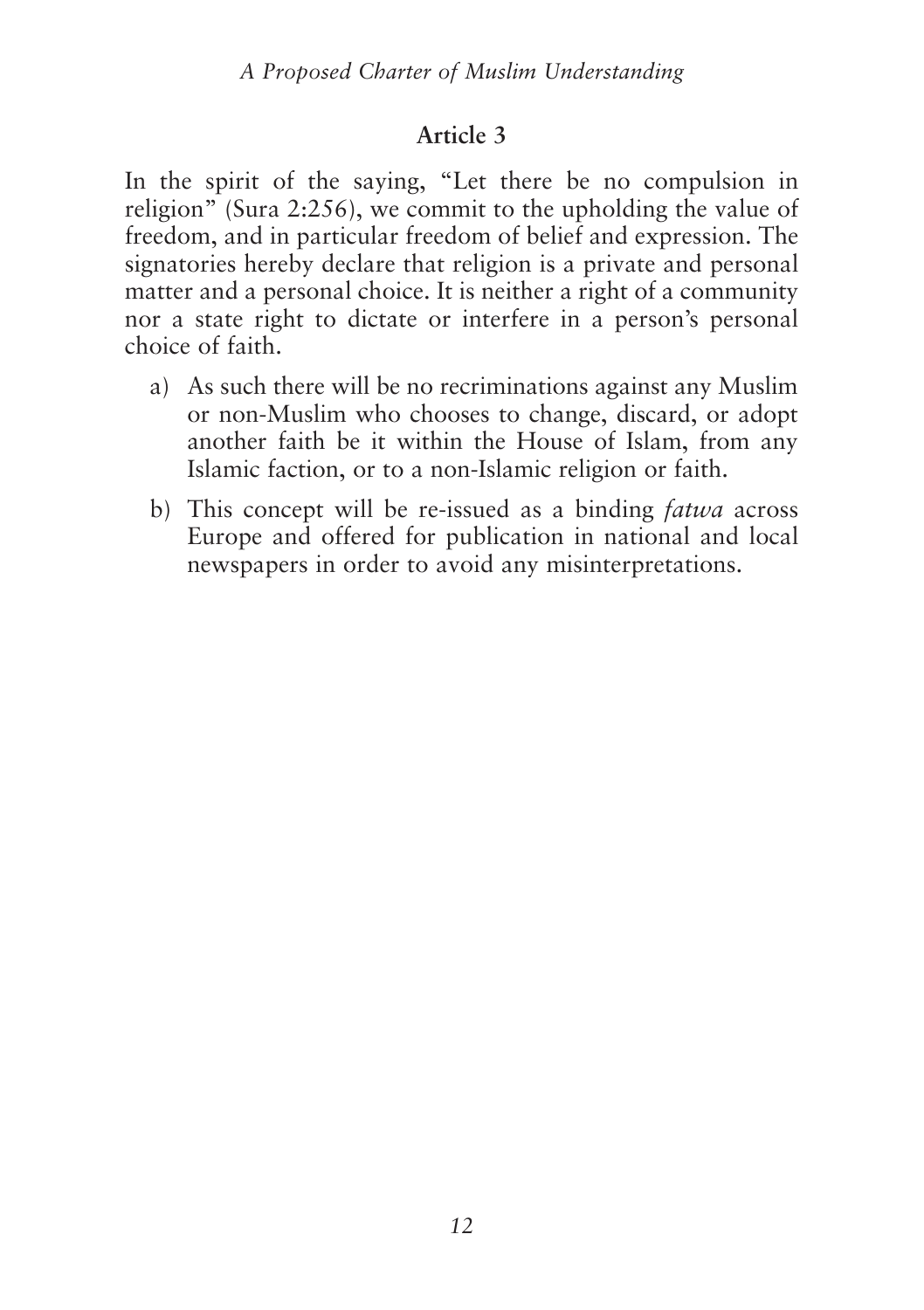## Article 3

In the spirit of the saying, "Let there be no compulsion in religion" (Sura 2:256), we commit to the upholding the value of freedom, and in particular freedom of belief and expression. The signatories hereby declare that religion is a private and personal matter and a personal choice. It is neither a right of a community nor a state right to dictate or interfere in a person's personal choice of faith.

a) As such there will be no recriminations against any Muslim or non-Muslim who chooses to change, discard, or adopt another faith be it within the House of Islam, from any Islamic faction, or to a non-Islamic religion or faith.

b) This concept will be re-issued as a binding *fatwa* across Europe and offered for publication in national and local newspapers in order to avoid any misinterpretations.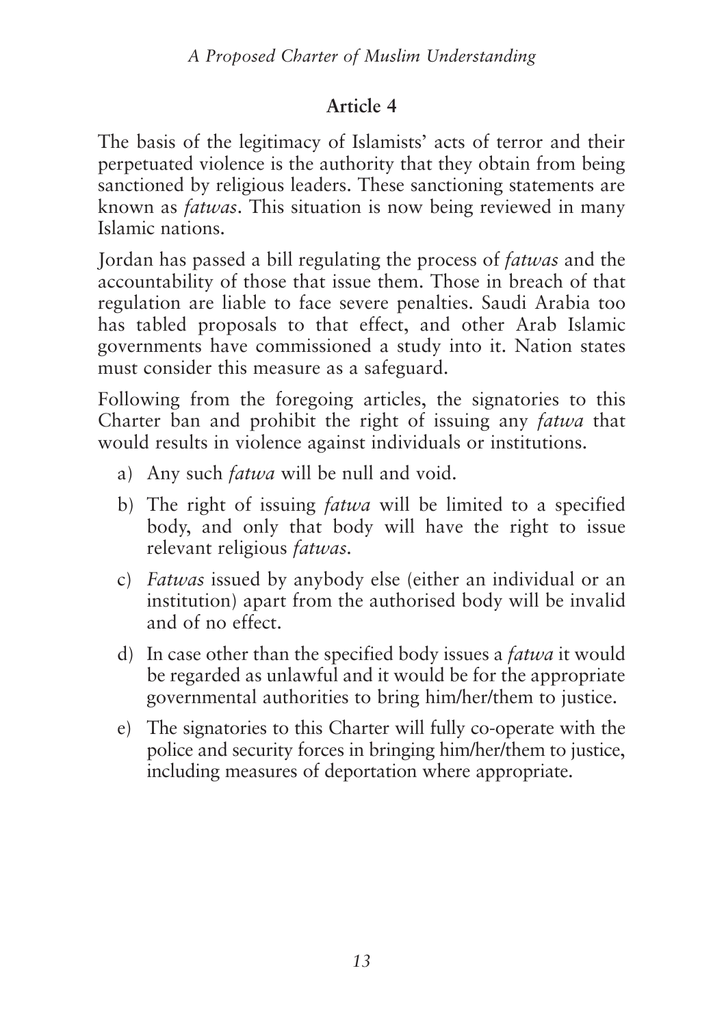## Article 4

The basis of the legitimacy of Islamists' acts of terror and their perpetuated violence is the authority that they obtain from being sanctioned by religious leaders. These sanctioning statements are known as *fatwas*. This situation is now being reviewed in many Islamic nations.

Jordan has passed a bill regulating the process of *fatwas* and the accountability of those that issue them. Those in breach of that regulation are liable to face severe penalties. Saudi Arabia too has tabled proposals to that effect, and other Arab Islamic governments have commissioned a study into it. Nation states must consider this measure as a safeguard.

Following from the foregoing articles, the signatories to this Charter ban and prohibit the right of issuing any *fatwa* that would results in violence against individuals or institutions.

a) Any such *fatwa* will be null and void.

b) The right of issuing *fatwa* will be limited to a specified body, and only that body will have the right to issue relevant religious *fatwas*.

c) *Fatwas* issued by anybody else (either an individual or an institution) apart from the authorised body will be invalid and of no effect.

d) In case other than the specified body issues a *fatwa* it would be regarded as unlawful and it would be for the appropriate governmental authorities to bring him/her/them to justice.

e) The signatories to this Charter will fully co-operate with the police and security forces in bringing him/her/them to justice, including measures of deportation where appropriate.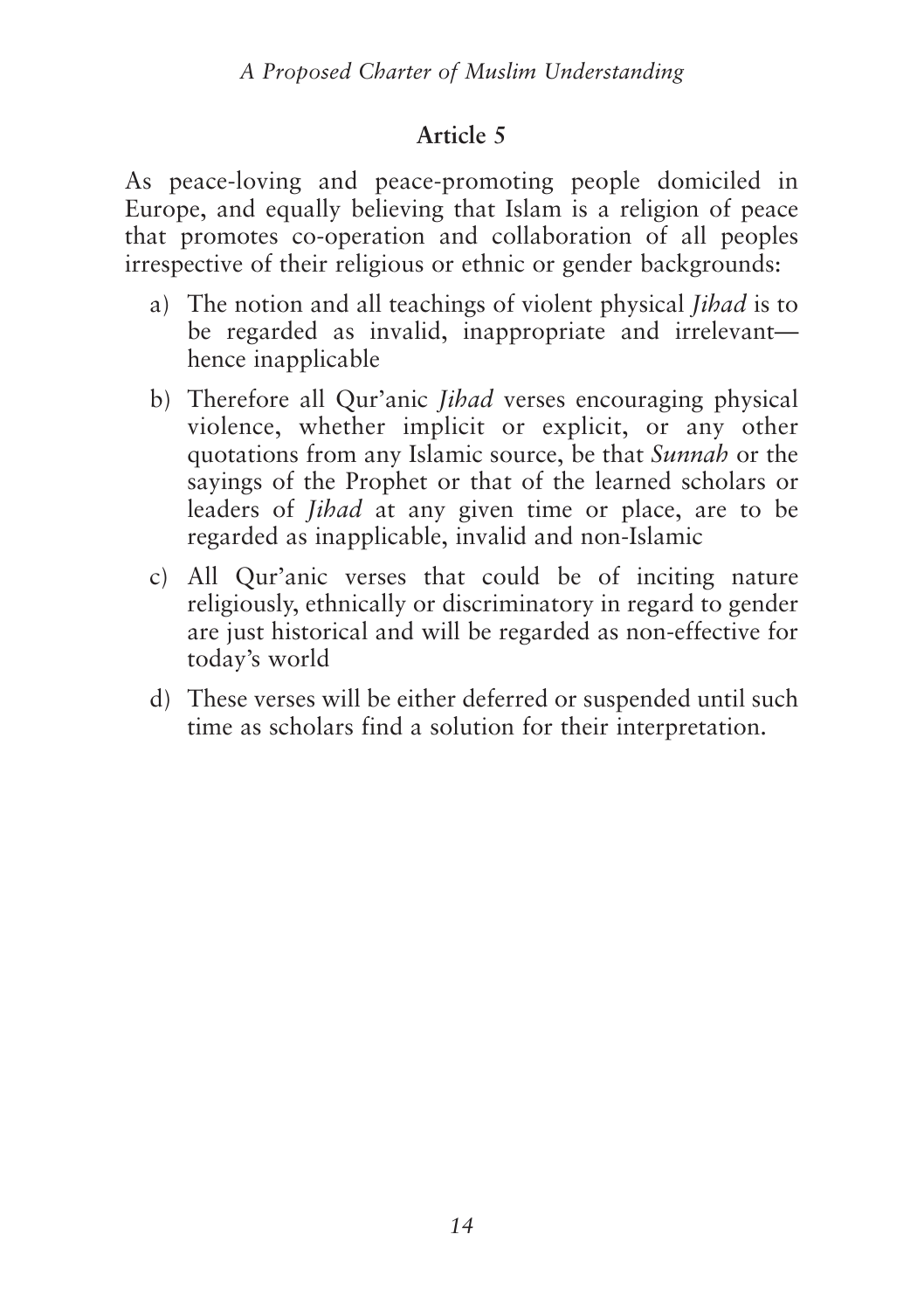## Article 5

As peace-loving and peace-promoting people domiciled in Europe, and equally believing that Islam is a religion of peace that promotes co-operation and collaboration of all peoples irrespective of their religious or ethnic or gender backgrounds:

a) The notion and all teachings of violent physical *Jihad* is to be regarded as invalid, inappropriate and irrelevant—hence inapplicable

b) Therefore all Qur'anic *Jihad* verses encouraging physical violence, whether implicit or explicit, or any other quotations from any Islamic source, be that *Sunnah* or the sayings of the Prophet or that of the learned scholars or leaders of *Jihad* at any given time or place, are to be regarded as inapplicable, invalid and non-Islamic

c) All Qur'anic verses that could be of inciting nature religiously, ethnically or discriminatory in regard to gender are just historical and will be regarded as non-effective for today's world

d) These verses will be either deferred or suspended until such time as scholars find a solution for their interpretation.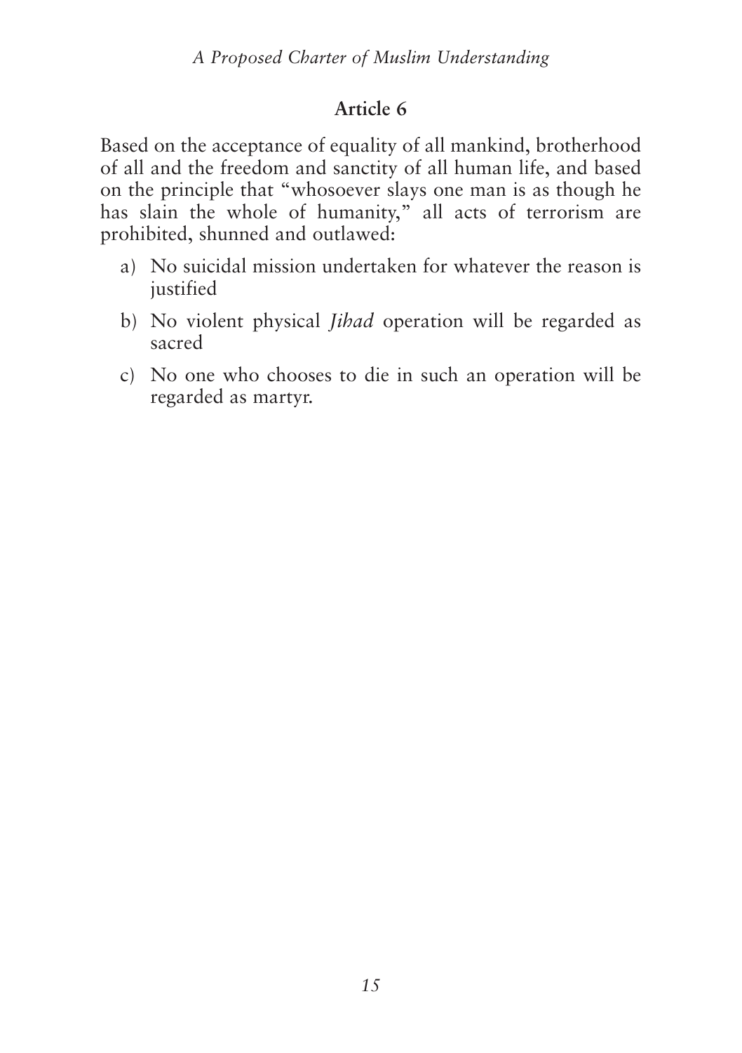## Article 6

Based on the acceptance of equality of all mankind, brotherhood of all and the freedom and sanctity of all human life, and based on the principle that "whosoever slays one man is as though he has slain the whole of humanity," all acts of terrorism are prohibited, shunned and outlawed:

a) No suicidal mission undertaken for whatever the reason is justified

b) No violent physical *Jihad* operation will be regarded as sacred

c) No one who chooses to die in such an operation will be regarded as martyr.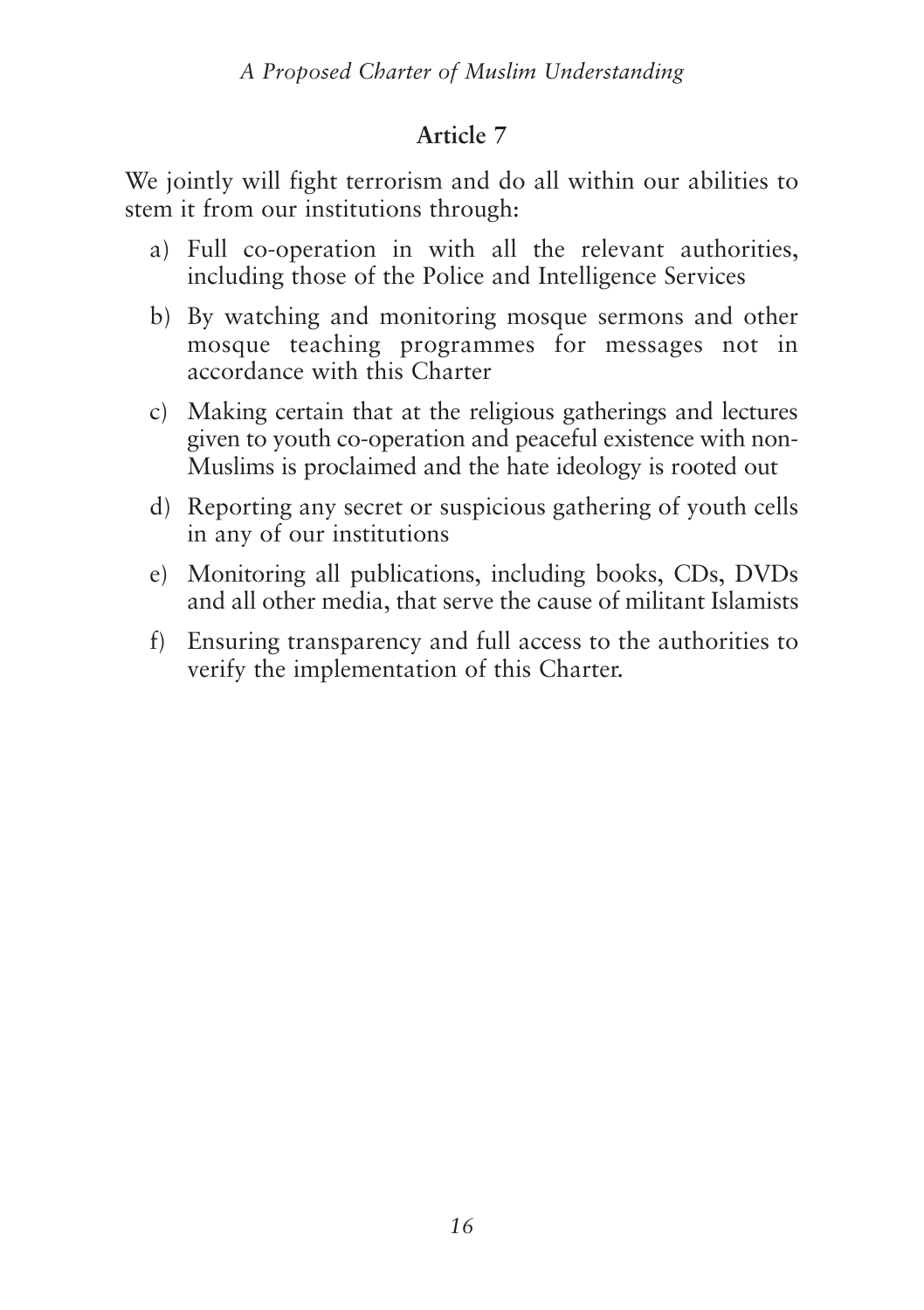## Article 7

We jointly will fight terrorism and do all within our abilities to stem it from our institutions through:

a) Full co-operation in with all the relevant authorities, including those of the Police and Intelligence Services

b) By watching and monitoring mosque sermons and other mosque teaching programmes for messages not in accordance with this Charter

c) Making certain that at the religious gatherings and lectures given to youth co-operation and peaceful existence with non-Muslims is proclaimed and the hate ideology is rooted out

d) Reporting any secret or suspicious gathering of youth cells in any of our institutions

e) Monitoring all publications, including books, CDs, DVDs and all other media, that serve the cause of militant Islamists

f) Ensuring transparency and full access to the authorities to verify the implementation of this Charter.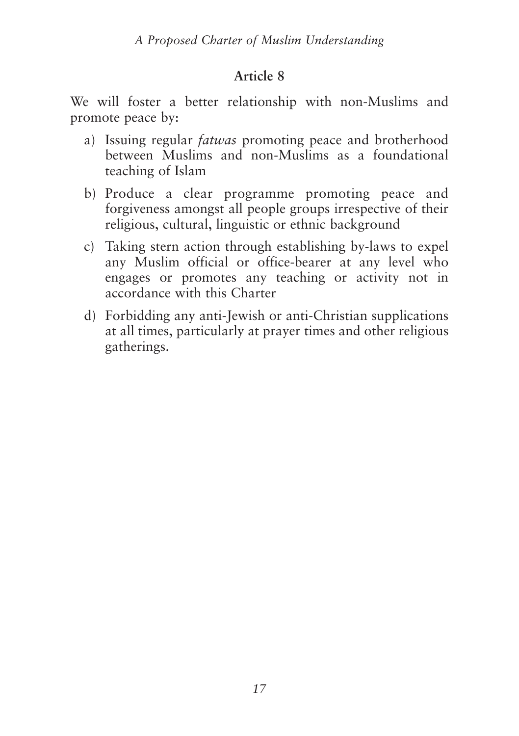## Article 8

We will foster a better relationship with non-Muslims and promote peace by:

a) Issuing regular *fatwas* promoting peace and brotherhood between Muslims and non-Muslims as a foundational teaching of Islam

b) Produce a clear programme promoting peace and forgiveness amongst all people groups irrespective of their religious, cultural, linguistic or ethnic background

c) Taking stern action through establishing by-laws to expel any Muslim official or office-bearer at any level who engages or promotes any teaching or activity not in accordance with this Charter

d) Forbidding any anti-Jewish or anti-Christian supplications at all times, particularly at prayer times and other religious gatherings.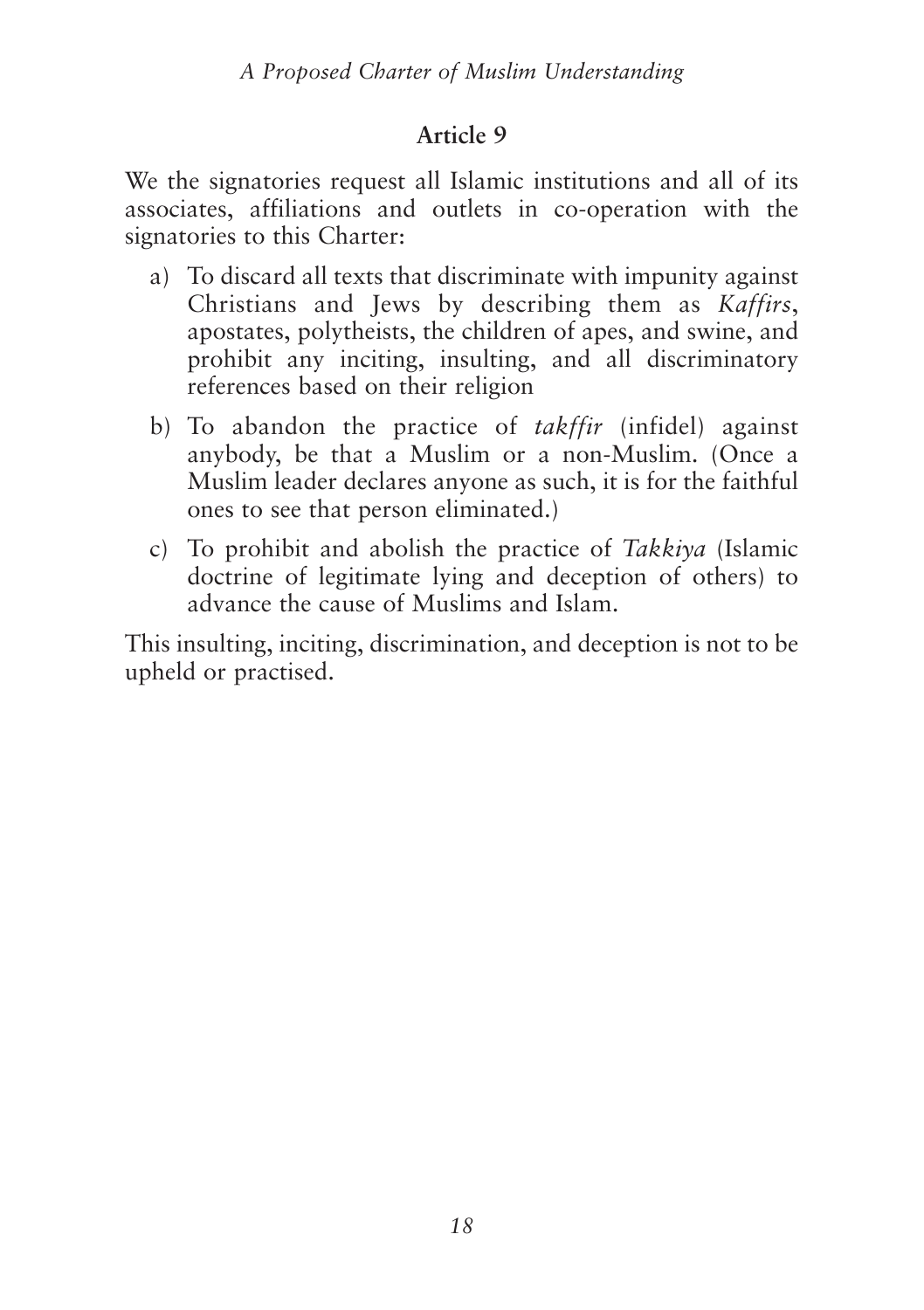## Article 9

We the signatories request all Islamic institutions and all of its associates, affiliations and outlets in co-operation with the signatories to this Charter:

a) To discard all texts that discriminate with impunity against Christians and Jews by describing them as *Kaffirs*, apostates, polytheists, the children of apes, and swine, and prohibit any inciting, insulting, and all discriminatory references based on their religion

b) To abandon the practice of *takffir* (infidel) against anybody, be that a Muslim or a non-Muslim. (Once a Muslim leader declares anyone as such, it is for the faithful ones to see that person eliminated.)

c) To prohibit and abolish the practice of *Takkiya* (Islamic doctrine of legitimate lying and deception of others) to advance the cause of Muslims and Islam.

This insulting, inciting, discrimination, and deception is not to be upheld or practised.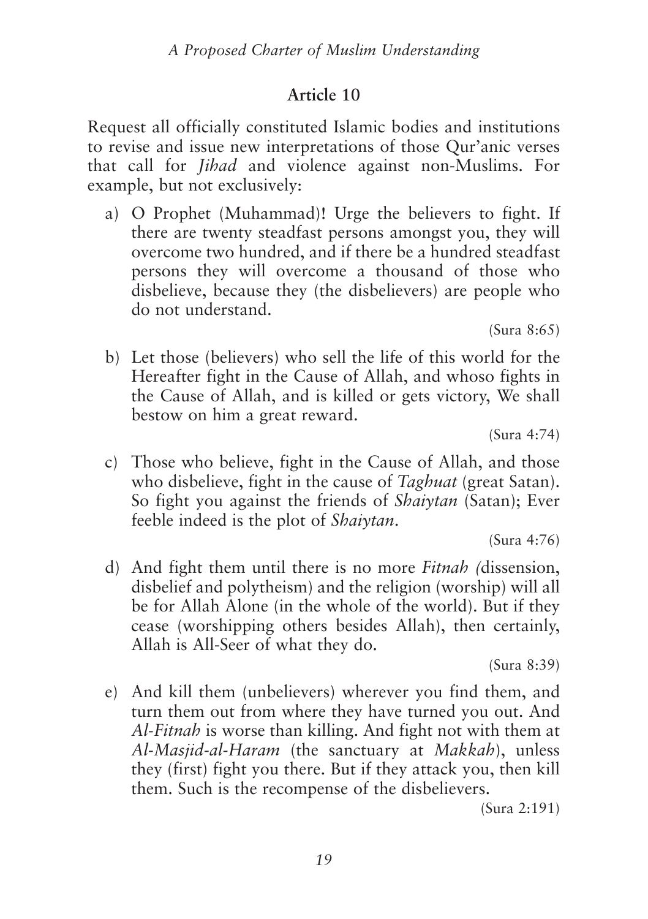## Article 10

Request all officially constituted Islamic bodies and institutions to revise and issue new interpretations of those Qur'anic verses that call for *Jihad* and violence against non-Muslims. For example, but not exclusively:

a) O Prophet (Muhammad)! Urge the believers to fight. If there are twenty steadfast persons amongst you, they will overcome two hundred, and if there be a hundred steadfast persons they will overcome a thousand of those who disbelieve, because they (the disbelievers) are people who do not understand.

   (Sura 8:65)

b) Let those (believers) who sell the life of this world for the Hereafter fight in the Cause of Allah, and whoso fights in the Cause of Allah, and is killed or gets victory, We shall bestow on him a great reward.

   (Sura 4:74)

c) Those who believe, fight in the Cause of Allah, and those who disbelieve, fight in the cause of *Taghuat* (great Satan). So fight you against the friends of *Shaiytan* (Satan); Ever feeble indeed is the plot of *Shaiytan*.

   (Sura 4:76)

d) And fight them until there is no more *Fitnah (*dissension, disbelief and polytheism) and the religion (worship) will all be for Allah Alone (in the whole of the world). But if they cease (worshipping others besides Allah), then certainly, Allah is All-Seer of what they do.

   (Sura 8:39)

e) And kill them (unbelievers) wherever you find them, and turn them out from where they have turned you out. And *Al-Fitnah* is worse than killing. And fight not with them at *Al-Masjid-al-Haram* (the sanctuary at *Makkah*), unless they (first) fight you there. But if they attack you, then kill them. Such is the recompense of the disbelievers.

   (Sura 2:191)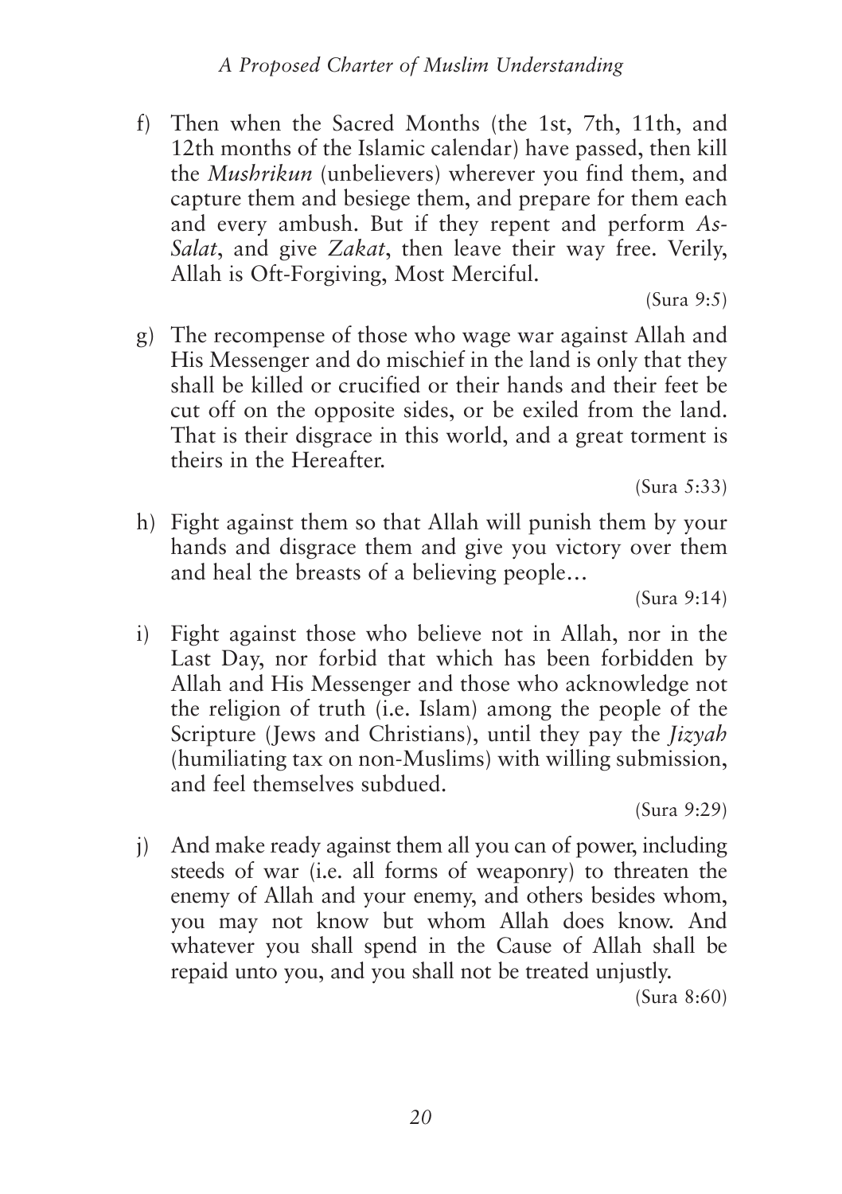f) Then when the Sacred Months (the 1st, 7th, 11th, and 12th months of the Islamic calendar) have passed, then kill the *Mushrikun* (unbelievers) wherever you find them, and capture them and besiege them, and prepare for them each and every ambush. But if they repent and perform *As-Salat*, and give *Zakat*, then leave their way free. Verily, Allah is Oft-Forgiving, Most Merciful.

(Sura 9:5)

g) The recompense of those who wage war against Allah and His Messenger and do mischief in the land is only that they shall be killed or crucified or their hands and their feet be cut off on the opposite sides, or be exiled from the land. That is their disgrace in this world, and a great torment is theirs in the Hereafter.

(Sura 5:33)

h) Fight against them so that Allah will punish them by your hands and disgrace them and give you victory over them and heal the breasts of a believing people…

(Sura 9:14)

i) Fight against those who believe not in Allah, nor in the Last Day, nor forbid that which has been forbidden by Allah and His Messenger and those who acknowledge not the religion of truth (i.e. Islam) among the people of the Scripture (Jews and Christians), until they pay the *Jizyah* (humiliating tax on non-Muslims) with willing submission, and feel themselves subdued.

(Sura 9:29)

j) And make ready against them all you can of power, including steeds of war (i.e. all forms of weaponry) to threaten the enemy of Allah and your enemy, and others besides whom, you may not know but whom Allah does know. And whatever you shall spend in the Cause of Allah shall be repaid unto you, and you shall not be treated unjustly.

(Sura 8:60)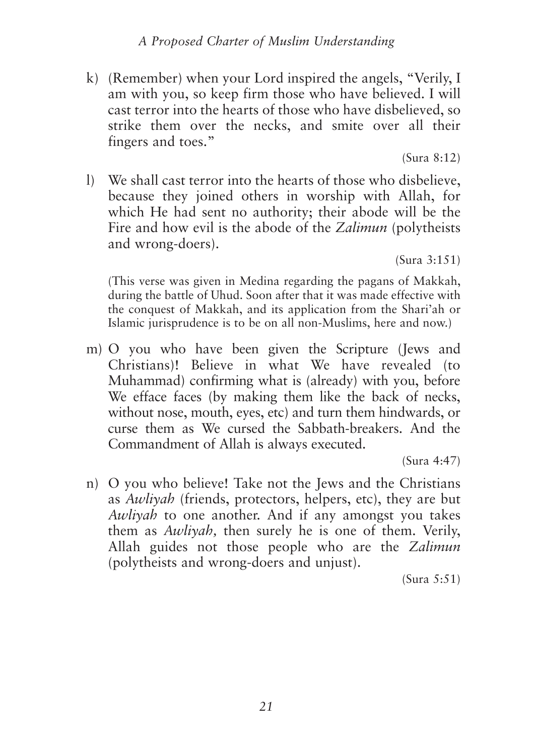k) (Remember) when your Lord inspired the angels, "Verily, I am with you, so keep firm those who have believed. I will cast terror into the hearts of those who have disbelieved, so strike them over the necks, and smite over all their fingers and toes."

(Sura 8:12)

l) We shall cast terror into the hearts of those who disbelieve, because they joined others in worship with Allah, for which He had sent no authority; their abode will be the Fire and how evil is the abode of the *Zalimun* (polytheists and wrong-doers).

(Sura 3:151)

(This verse was given in Medina regarding the pagans of Makkah, during the battle of Uhud. Soon after that it was made effective with the conquest of Makkah, and its application from the Shari'ah or Islamic jurisprudence is to be on all non-Muslims, here and now.)

m) O you who have been given the Scripture (Jews and Christians)! Believe in what We have revealed (to Muhammad) confirming what is (already) with you, before We efface faces (by making them like the back of necks, without nose, mouth, eyes, etc) and turn them hindwards, or curse them as We cursed the Sabbath-breakers. And the Commandment of Allah is always executed.

(Sura 4:47)

n) O you who believe! Take not the Jews and the Christians as *Awliyah* (friends, protectors, helpers, etc), they are but *Awliyah* to one another. And if any amongst you takes them as *Awliyah,* then surely he is one of them. Verily, Allah guides not those people who are the *Zalimun* (polytheists and wrong-doers and unjust).

(Sura 5:51)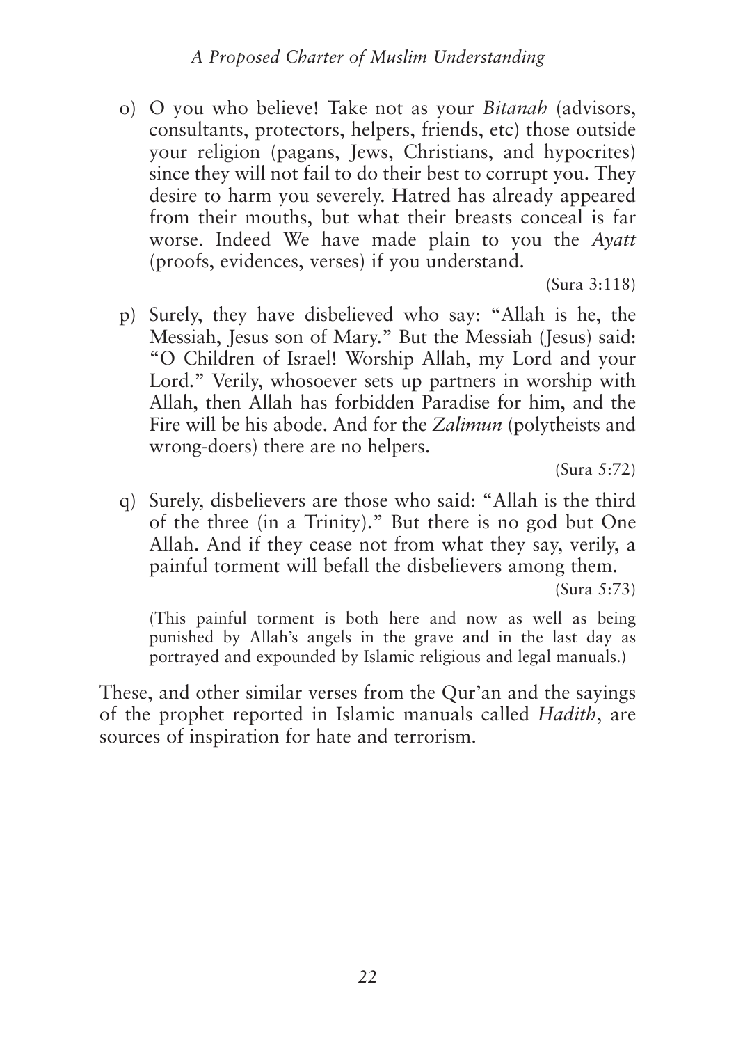o) O you who believe! Take not as your *Bitanah* (advisors, consultants, protectors, helpers, friends, etc) those outside your religion (pagans, Jews, Christians, and hypocrites) since they will not fail to do their best to corrupt you. They desire to harm you severely. Hatred has already appeared from their mouths, but what their breasts conceal is far worse. Indeed We have made plain to you the *Ayatt* (proofs, evidences, verses) if you understand.

(Sura 3:118)

p) Surely, they have disbelieved who say: "Allah is he, the Messiah, Jesus son of Mary." But the Messiah (Jesus) said: "O Children of Israel! Worship Allah, my Lord and your Lord." Verily, whosoever sets up partners in worship with Allah, then Allah has forbidden Paradise for him, and the Fire will be his abode. And for the *Zalimun* (polytheists and wrong-doers) there are no helpers.

(Sura 5:72)

q) Surely, disbelievers are those who said: "Allah is the third of the three (in a Trinity)." But there is no god but One Allah. And if they cease not from what they say, verily, a painful torment will befall the disbelievers among them.

(Sura 5:73)

(This painful torment is both here and now as well as being punished by Allah's angels in the grave and in the last day as portrayed and expounded by Islamic religious and legal manuals.)

These, and other similar verses from the Qur'an and the sayings of the prophet reported in Islamic manuals called *Hadith*, are sources of inspiration for hate and terrorism.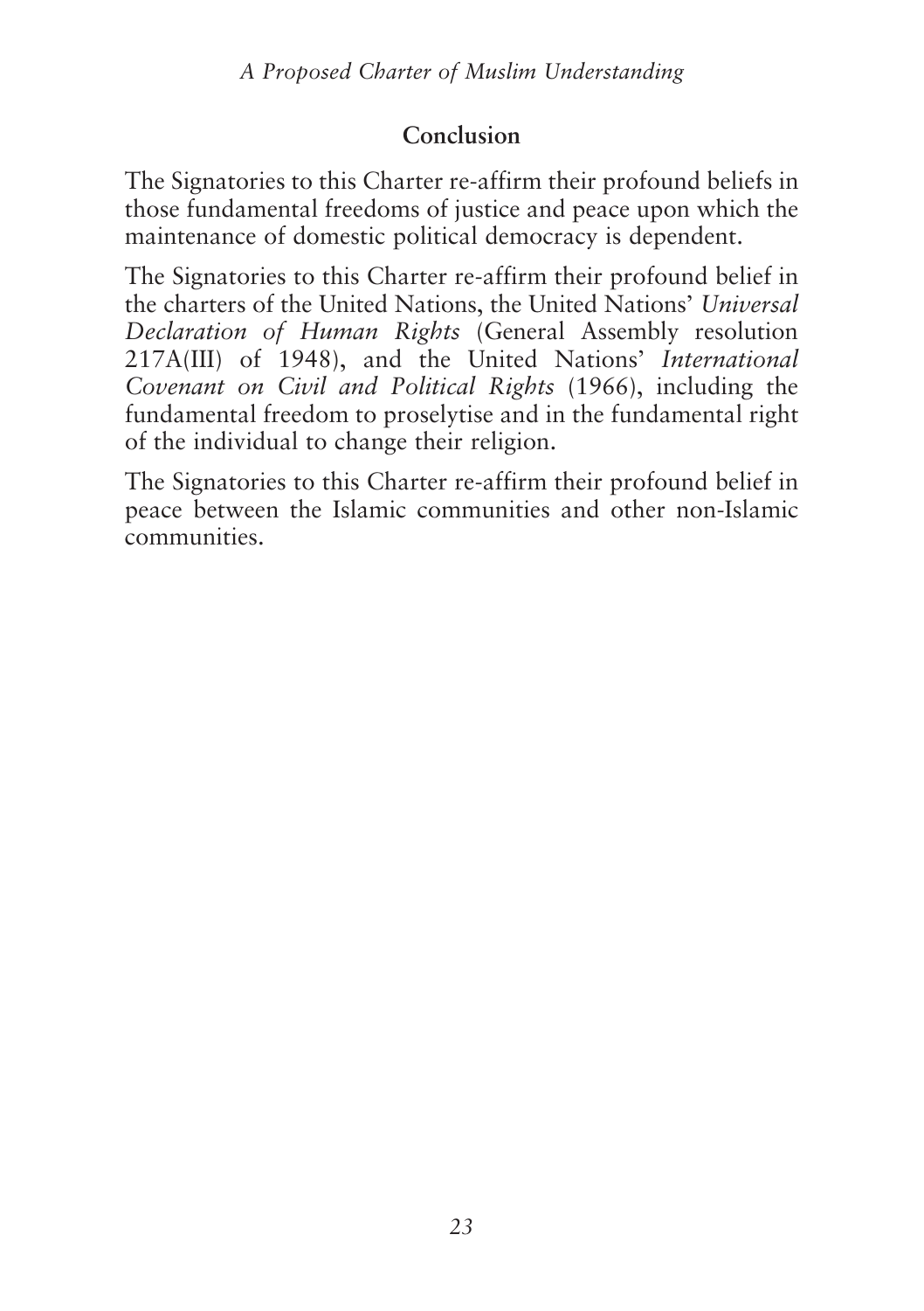## Conclusion

The Signatories to this Charter re-affirm their profound beliefs in those fundamental freedoms of justice and peace upon which the maintenance of domestic political democracy is dependent.

The Signatories to this Charter re-affirm their profound belief in the charters of the United Nations, the United Nations' *Universal Declaration of Human Rights* (General Assembly resolution 217A(III) of 1948), and the United Nations' *International Covenant on Civil and Political Rights* (1966), including the fundamental freedom to proselytise and in the fundamental right of the individual to change their religion.

The Signatories to this Charter re-affirm their profound belief in peace between the Islamic communities and other non-Islamic communities.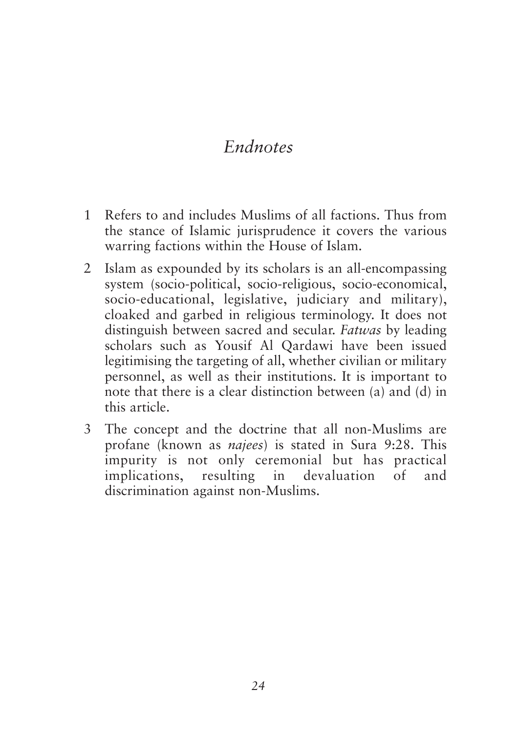# *Endnotes*

1. Refers to and includes Muslims of all factions. Thus from the stance of Islamic jurisprudence it covers the various warring factions within the House of Islam.

2. Islam as expounded by its scholars is an all-encompassing system (socio-political, socio-religious, socio-economical, socio-educational, legislative, judiciary and military), cloaked and garbed in religious terminology. It does not distinguish between sacred and secular. *Fatwas* by leading scholars such as Yousif Al Qardawi have been issued legitimising the targeting of all, whether civilian or military personnel, as well as their institutions. It is important to note that there is a clear distinction between (a) and (d) in this article.

3. The concept and the doctrine that all non-Muslims are profane (known as *najees*) is stated in Sura 9:28. This impurity is not only ceremonial but has practical implications, resulting in devaluation of and discrimination against non-Muslims.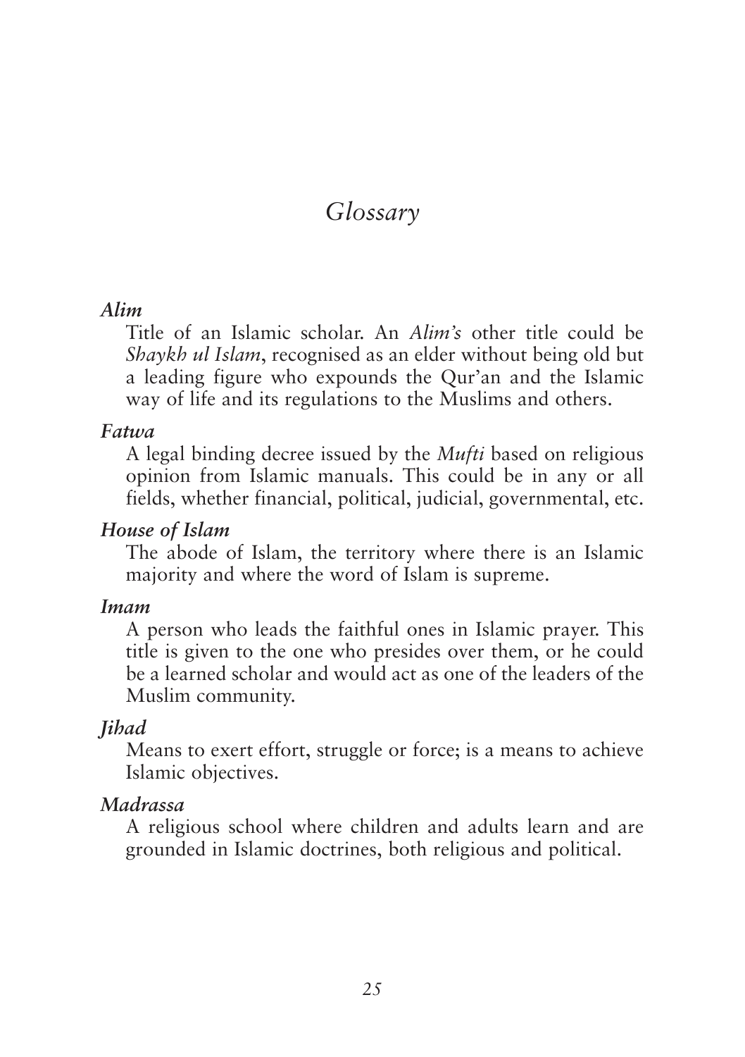# Glossary

***Alim***

Title of an Islamic scholar. An *Alim's* other title could be *Shaykh ul Islam*, recognised as an elder without being old but a leading figure who expounds the Qur'an and the Islamic way of life and its regulations to the Muslims and others.

***Fatwa***

A legal binding decree issued by the *Mufti* based on religious opinion from Islamic manuals. This could be in any or all fields, whether financial, political, judicial, governmental, etc.

***House of Islam***

The abode of Islam, the territory where there is an Islamic majority and where the word of Islam is supreme.

***Imam***

A person who leads the faithful ones in Islamic prayer. This title is given to the one who presides over them, or he could be a learned scholar and would act as one of the leaders of the Muslim community.

***Jihad***

Means to exert effort, struggle or force; is a means to achieve Islamic objectives.

***Madrassa***

A religious school where children and adults learn and are grounded in Islamic doctrines, both religious and political.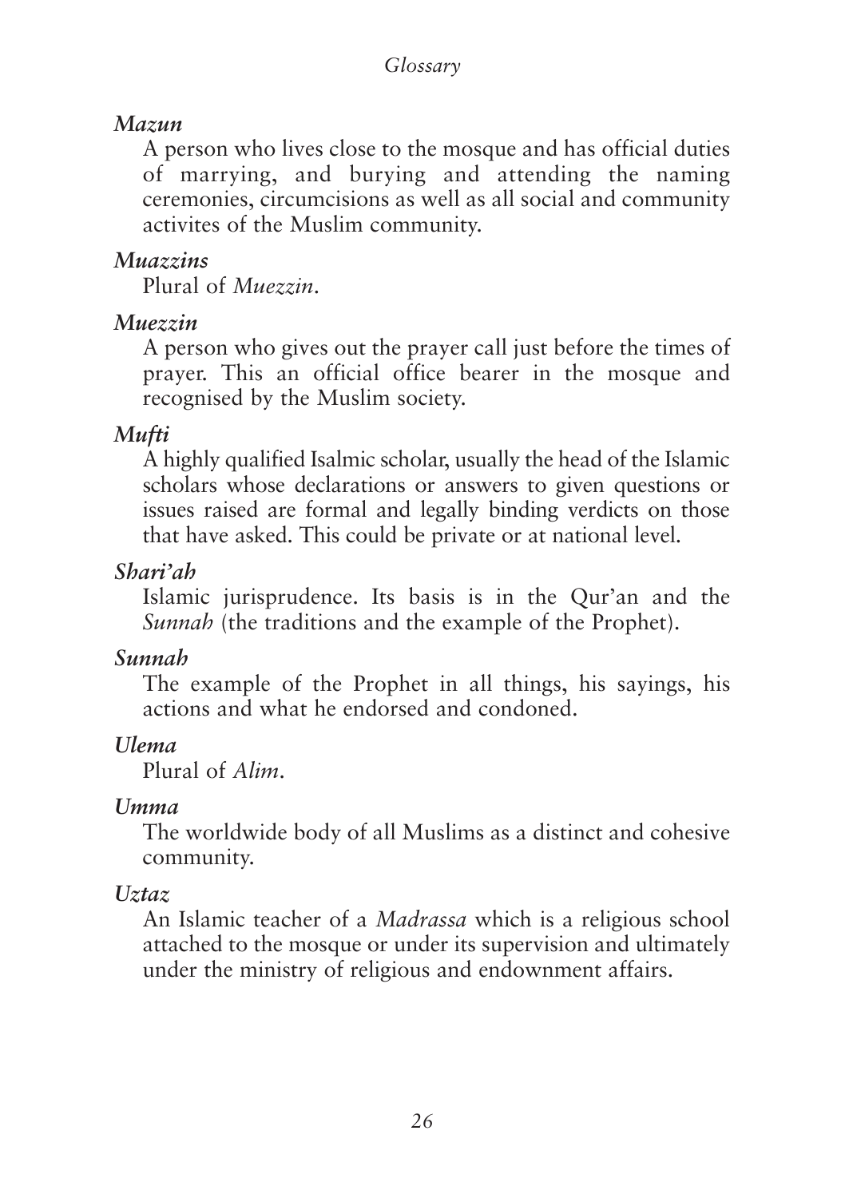*Mazun*

A person who lives close to the mosque and has official duties of marrying, and burying and attending the naming ceremonies, circumcisions as well as all social and community activites of the Muslim community.

*Muazzins*

Plural of *Muezzin*.

*Muezzin*

A person who gives out the prayer call just before the times of prayer. This an official office bearer in the mosque and recognised by the Muslim society.

*Mufti*

A highly qualified Isalmic scholar, usually the head of the Islamic scholars whose declarations or answers to given questions or issues raised are formal and legally binding verdicts on those that have asked. This could be private or at national level.

*Shari'ah*

Islamic jurisprudence. Its basis is in the Qur'an and the *Sunnah* (the traditions and the example of the Prophet).

*Sunnah*

The example of the Prophet in all things, his sayings, his actions and what he endorsed and condoned.

*Ulema*

Plural of *Alim*.

*Umma*

The worldwide body of all Muslims as a distinct and cohesive community.

*Uztaz*

An Islamic teacher of a *Madrassa* which is a religious school attached to the mosque or under its supervision and ultimately under the ministry of religious and endownment affairs.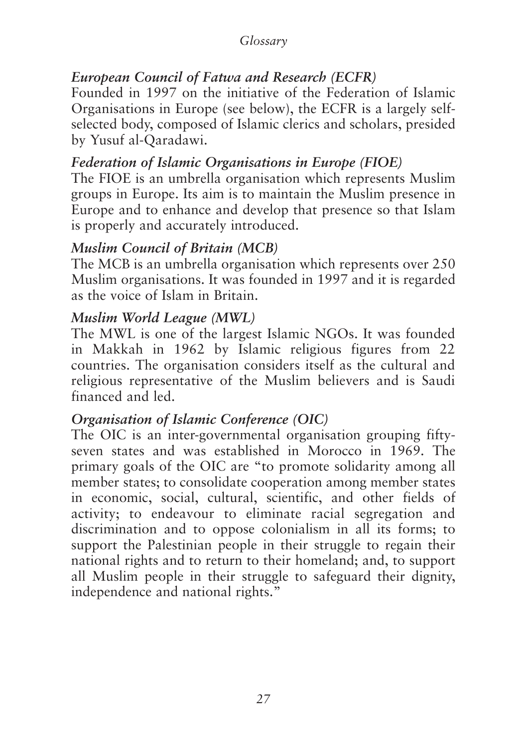***European Council of Fatwa and Research (ECFR)***

Founded in 1997 on the initiative of the Federation of Islamic Organisations in Europe (see below), the ECFR is a largely self-selected body, composed of Islamic clerics and scholars, presided by Yusuf al-Qaradawi.

***Federation of Islamic Organisations in Europe (FIOE)***

The FIOE is an umbrella organisation which represents Muslim groups in Europe. Its aim is to maintain the Muslim presence in Europe and to enhance and develop that presence so that Islam is properly and accurately introduced.

***Muslim Council of Britain (MCB)***

The MCB is an umbrella organisation which represents over 250 Muslim organisations. It was founded in 1997 and it is regarded as the voice of Islam in Britain.

***Muslim World League (MWL)***

The MWL is one of the largest Islamic NGOs. It was founded in Makkah in 1962 by Islamic religious figures from 22 countries. The organisation considers itself as the cultural and religious representative of the Muslim believers and is Saudi financed and led.

***Organisation of Islamic Conference (OIC)***

The OIC is an inter-governmental organisation grouping fifty-seven states and was established in Morocco in 1969. The primary goals of the OIC are "to promote solidarity among all member states; to consolidate cooperation among member states in economic, social, cultural, scientific, and other fields of activity; to endeavour to eliminate racial segregation and discrimination and to oppose colonialism in all its forms; to support the Palestinian people in their struggle to regain their national rights and to return to their homeland; and, to support all Muslim people in their struggle to safeguard their dignity, independence and national rights."